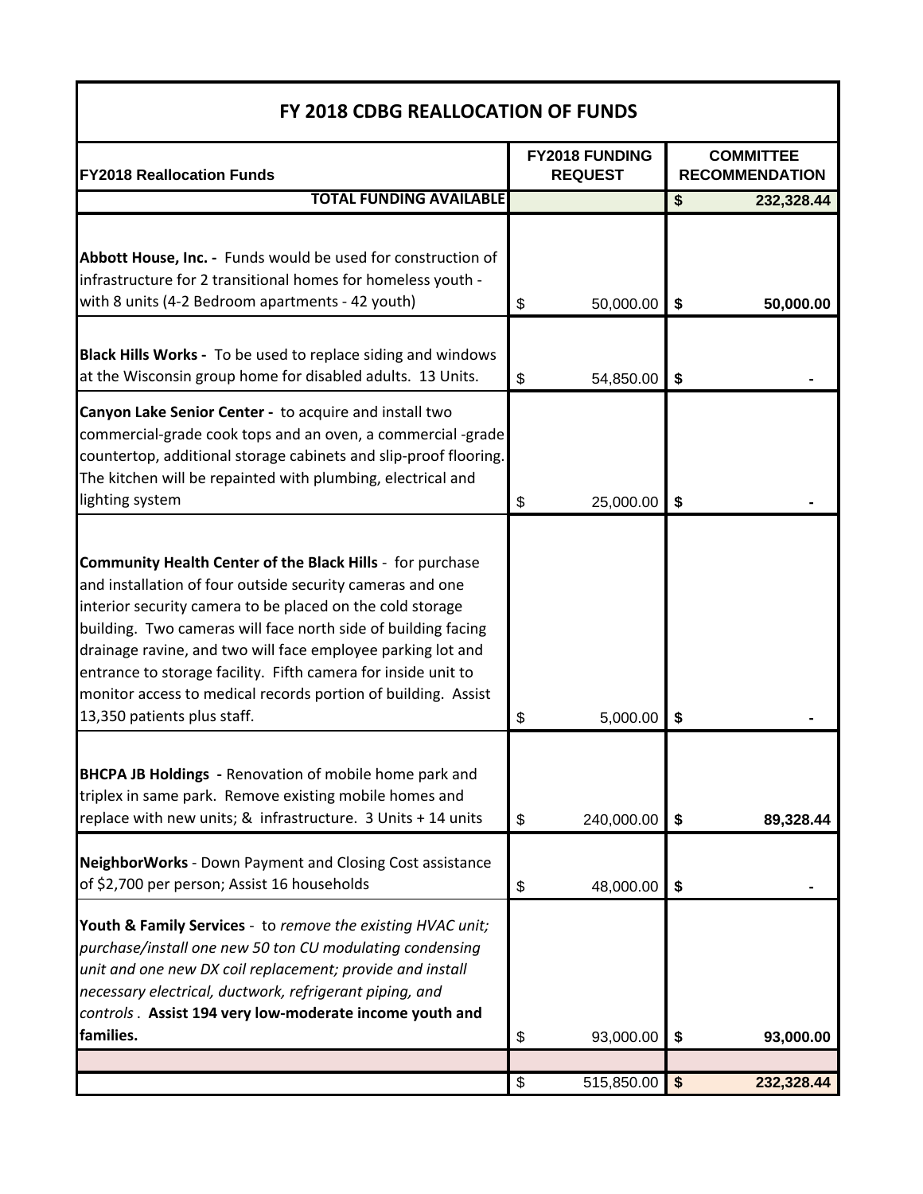# FY 2018 CDBG REALLOCATION OF FUNDS

| FY2018 Reallocation Funds | FY2018 FUNDING REQUEST | COMMITTEE RECOMMENDATION |
|---|---|---|
| **TOTAL FUNDING AVAILABLE** | | **$ 232,328.44** |
| **Abbott House, Inc. -** Funds would be used for construction of infrastructure for 2 transitional homes for homeless youth - with 8 units (4-2 Bedroom apartments - 42 youth) | $ 50,000.00 | **$ 50,000.00** |
| **Black Hills Works -** To be used to replace siding and windows at the Wisconsin group home for disabled adults. 13 Units. | $ 54,850.00 | **$ -** |
| **Canyon Lake Senior Center -** to acquire and install two commercial-grade cook tops and an oven, a commercial -grade countertop, additional storage cabinets and slip-proof flooring. The kitchen will be repainted with plumbing, electrical and lighting system | $ 25,000.00 | **$ -** |
| **Community Health Center of the Black Hills** - for purchase and installation of four outside security cameras and one interior security camera to be placed on the cold storage building. Two cameras will face north side of building facing drainage ravine, and two will face employee parking lot and entrance to storage facility. Fifth camera for inside unit to monitor access to medical records portion of building. Assist 13,350 patients plus staff. | $ 5,000.00 | **$ -** |
| **BHCPA JB Holdings -** Renovation of mobile home park and triplex in same park. Remove existing mobile homes and replace with new units; & infrastructure. 3 Units + 14 units | $ 240,000.00 | **$ 89,328.44** |
| **NeighborWorks** - Down Payment and Closing Cost assistance of $2,700 per person; Assist 16 households | $ 48,000.00 | **$ -** |
| **Youth & Family Services** - to *remove the existing HVAC unit; purchase/install one new 50 ton CU modulating condensing unit and one new DX coil replacement; provide and install necessary electrical, ductwork, refrigerant piping, and controls*. **Assist 194 very low-moderate income youth and families.** | $ 93,000.00 | **$ 93,000.00** |
| | | |
| | $ 515,850.00 | **$ 232,328.44** |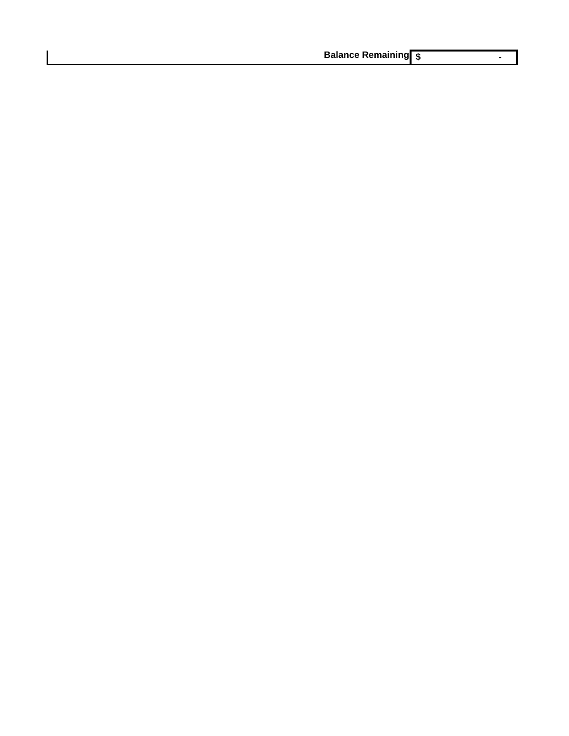| | |
|---|---|
| **Balance Remaining** | **$ -** |